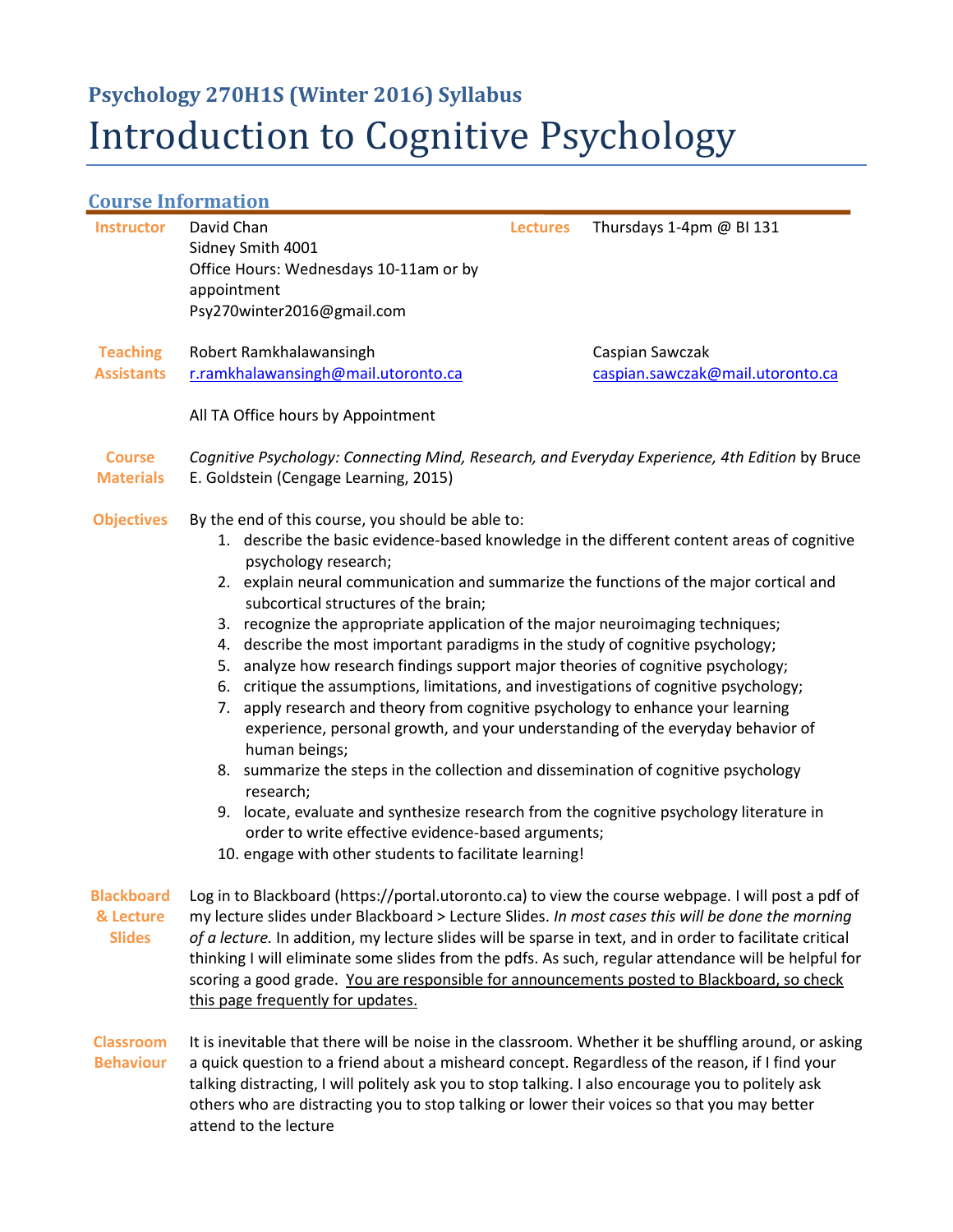# Psychology 270H1S (Winter 2016) Syllabus

# Introduction to Cognitive Psychology

## Course Information

**Instructor**
David Chan
Sidney Smith 4001
Office Hours: Wednesdays 10-11am or by appointment
Psy270winter2016@gmail.com

**Lectures**
Thursdays 1-4pm @ BI 131

**Teaching Assistants**
Robert Ramkhalawansingh
r.ramkhalawansingh@mail.utoronto.ca

Caspian Sawczak
caspian.sawczak@mail.utoronto.ca

All TA Office hours by Appointment

**Course Materials**
*Cognitive Psychology: Connecting Mind, Research, and Everyday Experience, 4th Edition* by Bruce E. Goldstein (Cengage Learning, 2015)

**Objectives**
By the end of this course, you should be able to:

1. describe the basic evidence-based knowledge in the different content areas of cognitive psychology research;
2. explain neural communication and summarize the functions of the major cortical and subcortical structures of the brain;
3. recognize the appropriate application of the major neuroimaging techniques;
4. describe the most important paradigms in the study of cognitive psychology;
5. analyze how research findings support major theories of cognitive psychology;
6. critique the assumptions, limitations, and investigations of cognitive psychology;
7. apply research and theory from cognitive psychology to enhance your learning experience, personal growth, and your understanding of the everyday behavior of human beings;
8. summarize the steps in the collection and dissemination of cognitive psychology research;
9. locate, evaluate and synthesize research from the cognitive psychology literature in order to write effective evidence-based arguments;
10. engage with other students to facilitate learning!

**Blackboard & Lecture Slides**
Log in to Blackboard (https://portal.utoronto.ca) to view the course webpage. I will post a pdf of my lecture slides under Blackboard > Lecture Slides. *In most cases this will be done the morning of a lecture.* In addition, my lecture slides will be sparse in text, and in order to facilitate critical thinking I will eliminate some slides from the pdfs. As such, regular attendance will be helpful for scoring a good grade. <u>You are responsible for announcements posted to Blackboard, so check this page frequently for updates.</u>

**Classroom Behaviour**
It is inevitable that there will be noise in the classroom. Whether it be shuffling around, or asking a quick question to a friend about a misheard concept. Regardless of the reason, if I find your talking distracting, I will politely ask you to stop talking. I also encourage you to politely ask others who are distracting you to stop talking or lower their voices so that you may better attend to the lecture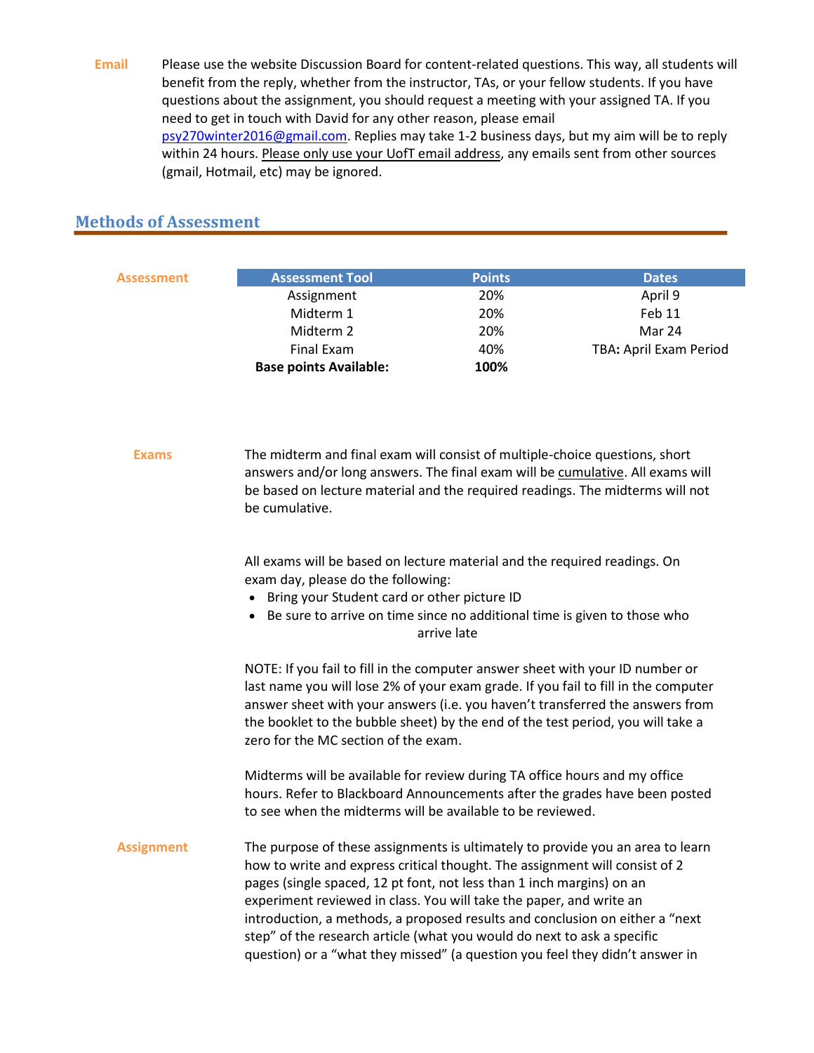**Email** Please use the website Discussion Board for content-related questions. This way, all students will benefit from the reply, whether from the instructor, TAs, or your fellow students. If you have questions about the assignment, you should request a meeting with your assigned TA. If you need to get in touch with David for any other reason, please email psy270winter2016@gmail.com. Replies may take 1-2 business days, but my aim will be to reply within 24 hours. Please only use your UofT email address, any emails sent from other sources (gmail, Hotmail, etc) may be ignored.

## Methods of Assessment

**Assessment**

| Assessment Tool | Points | Dates |
| --- | --- | --- |
| Assignment | 20% | April 9 |
| Midterm 1 | 20% | Feb 11 |
| Midterm 2 | 20% | Mar 24 |
| Final Exam | 40% | TBA: April Exam Period |
| **Base points Available:** | **100%** | |

**Exams**

The midterm and final exam will consist of multiple-choice questions, short answers and/or long answers. The final exam will be cumulative. All exams will be based on lecture material and the required readings. The midterms will not be cumulative.

All exams will be based on lecture material and the required readings. On exam day, please do the following:

- Bring your Student card or other picture ID
- Be sure to arrive on time since no additional time is given to those who arrive late

NOTE: If you fail to fill in the computer answer sheet with your ID number or last name you will lose 2% of your exam grade. If you fail to fill in the computer answer sheet with your answers (i.e. you haven't transferred the answers from the booklet to the bubble sheet) by the end of the test period, you will take a zero for the MC section of the exam.

Midterms will be available for review during TA office hours and my office hours. Refer to Blackboard Announcements after the grades have been posted to see when the midterms will be available to be reviewed.

**Assignment**

The purpose of these assignments is ultimately to provide you an area to learn how to write and express critical thought. The assignment will consist of 2 pages (single spaced, 12 pt font, not less than 1 inch margins) on an experiment reviewed in class. You will take the paper, and write an introduction, a methods, a proposed results and conclusion on either a "next step" of the research article (what you would do next to ask a specific question) or a "what they missed" (a question you feel they didn't answer in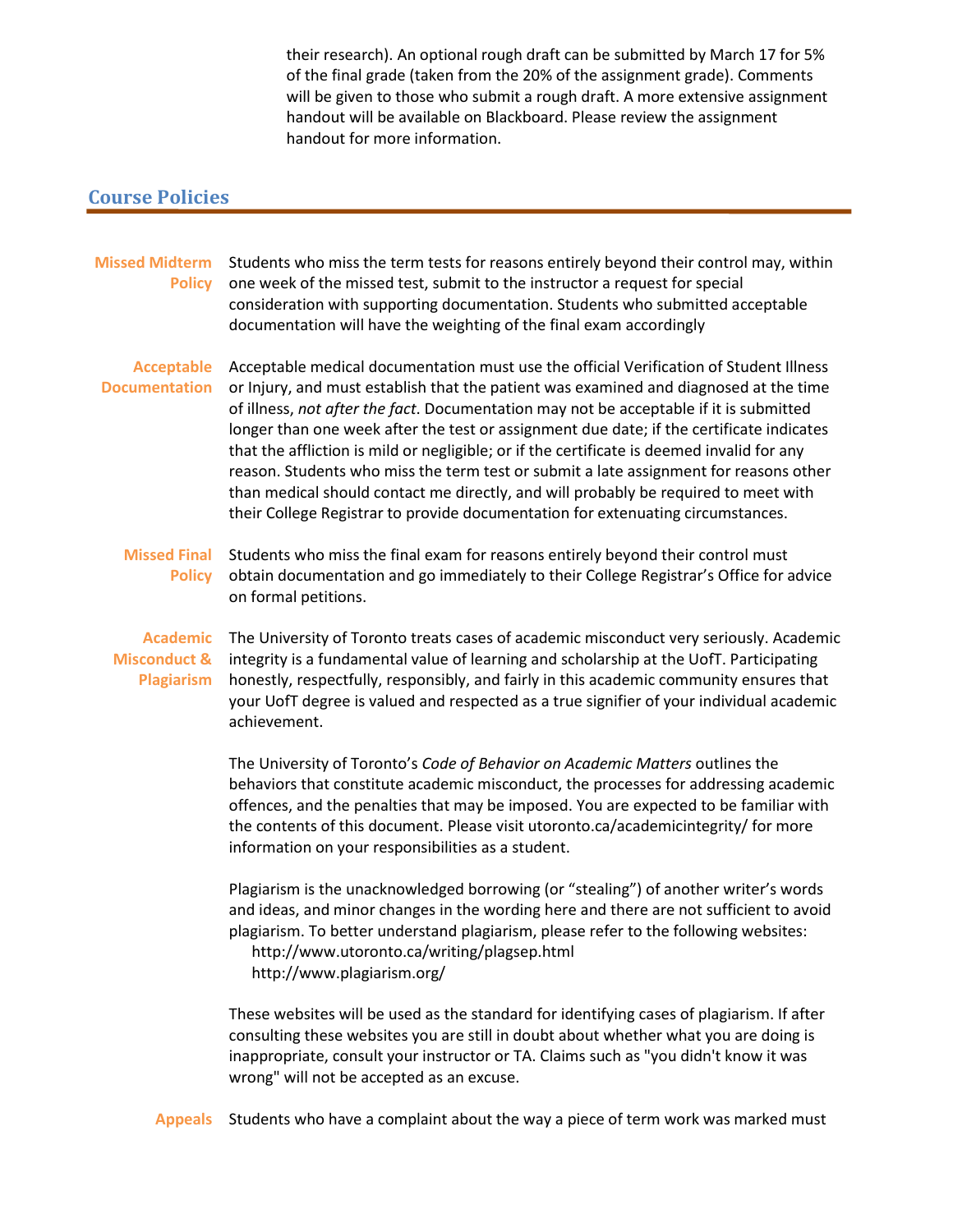their research). An optional rough draft can be submitted by March 17 for 5% of the final grade (taken from the 20% of the assignment grade). Comments will be given to those who submit a rough draft. A more extensive assignment handout will be available on Blackboard. Please review the assignment handout for more information.

## Course Policies

**Missed Midterm Policy**

Students who miss the term tests for reasons entirely beyond their control may, within one week of the missed test, submit to the instructor a request for special consideration with supporting documentation. Students who submitted acceptable documentation will have the weighting of the final exam accordingly

**Acceptable Documentation**

Acceptable medical documentation must use the official Verification of Student Illness or Injury, and must establish that the patient was examined and diagnosed at the time of illness, *not after the fact*. Documentation may not be acceptable if it is submitted longer than one week after the test or assignment due date; if the certificate indicates that the affliction is mild or negligible; or if the certificate is deemed invalid for any reason. Students who miss the term test or submit a late assignment for reasons other than medical should contact me directly, and will probably be required to meet with their College Registrar to provide documentation for extenuating circumstances.

**Missed Final Policy**

Students who miss the final exam for reasons entirely beyond their control must obtain documentation and go immediately to their College Registrar's Office for advice on formal petitions.

**Academic Misconduct & Plagiarism**

The University of Toronto treats cases of academic misconduct very seriously. Academic integrity is a fundamental value of learning and scholarship at the UofT. Participating honestly, respectfully, responsibly, and fairly in this academic community ensures that your UofT degree is valued and respected as a true signifier of your individual academic achievement.

The University of Toronto's *Code of Behavior on Academic Matters* outlines the behaviors that constitute academic misconduct, the processes for addressing academic offences, and the penalties that may be imposed. You are expected to be familiar with the contents of this document. Please visit utoronto.ca/academicintegrity/ for more information on your responsibilities as a student.

Plagiarism is the unacknowledged borrowing (or "stealing") of another writer's words and ideas, and minor changes in the wording here and there are not sufficient to avoid plagiarism. To better understand plagiarism, please refer to the following websites:

- http://www.utoronto.ca/writing/plagsep.html
- http://www.plagiarism.org/

These websites will be used as the standard for identifying cases of plagiarism. If after consulting these websites you are still in doubt about whether what you are doing is inappropriate, consult your instructor or TA. Claims such as "you didn't know it was wrong" will not be accepted as an excuse.

**Appeals**

Students who have a complaint about the way a piece of term work was marked must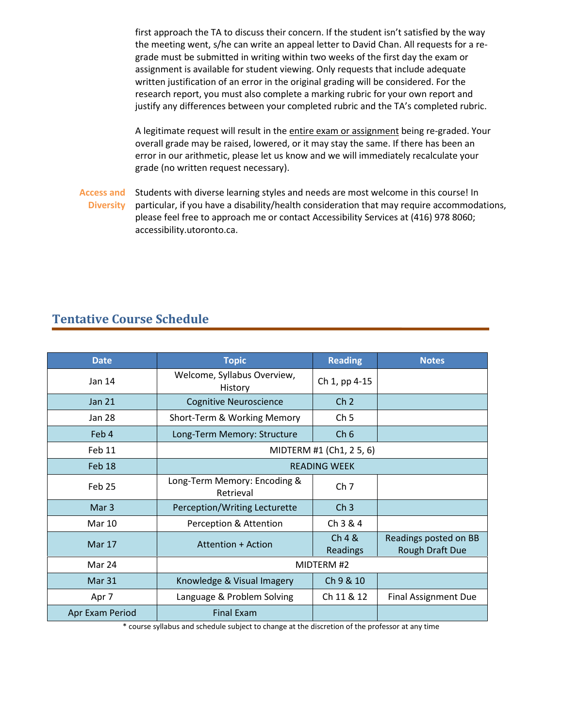first approach the TA to discuss their concern. If the student isn't satisfied by the way the meeting went, s/he can write an appeal letter to David Chan. All requests for a re-grade must be submitted in writing within two weeks of the first day the exam or assignment is available for student viewing. Only requests that include adequate written justification of an error in the original grading will be considered. For the research report, you must also complete a marking rubric for your own report and justify any differences between your completed rubric and the TA's completed rubric.

A legitimate request will result in the <u>entire exam or assignment</u> being re-graded. Your overall grade may be raised, lowered, or it may stay the same. If there has been an error in our arithmetic, please let us know and we will immediately recalculate your grade (no written request necessary).

**Access and Diversity** Students with diverse learning styles and needs are most welcome in this course! In particular, if you have a disability/health consideration that may require accommodations, please feel free to approach me or contact Accessibility Services at (416) 978 8060; accessibility.utoronto.ca.

## Tentative Course Schedule

| Date | Topic | Reading | Notes |
|---|---|---|---|
| Jan 14 | Welcome, Syllabus Overview, History | Ch 1, pp 4-15 | |
| Jan 21 | Cognitive Neuroscience | Ch 2 | |
| Jan 28 | Short-Term & Working Memory | Ch 5 | |
| Feb 4 | Long-Term Memory: Structure | Ch 6 | |
| Feb 11 | MIDTERM #1 (Ch1, 2 5, 6) | | |
| Feb 18 | READING WEEK | | |
| Feb 25 | Long-Term Memory: Encoding & Retrieval | Ch 7 | |
| Mar 3 | Perception/Writing Lecturette | Ch 3 | |
| Mar 10 | Perception & Attention | Ch 3 & 4 | |
| Mar 17 | Attention + Action | Ch 4 & Readings | Readings posted on BB Rough Draft Due |
| Mar 24 | MIDTERM #2 | | |
| Mar 31 | Knowledge & Visual Imagery | Ch 9 & 10 | |
| Apr 7 | Language & Problem Solving | Ch 11 & 12 | Final Assignment Due |
| Apr Exam Period | Final Exam | | |

* course syllabus and schedule subject to change at the discretion of the professor at any time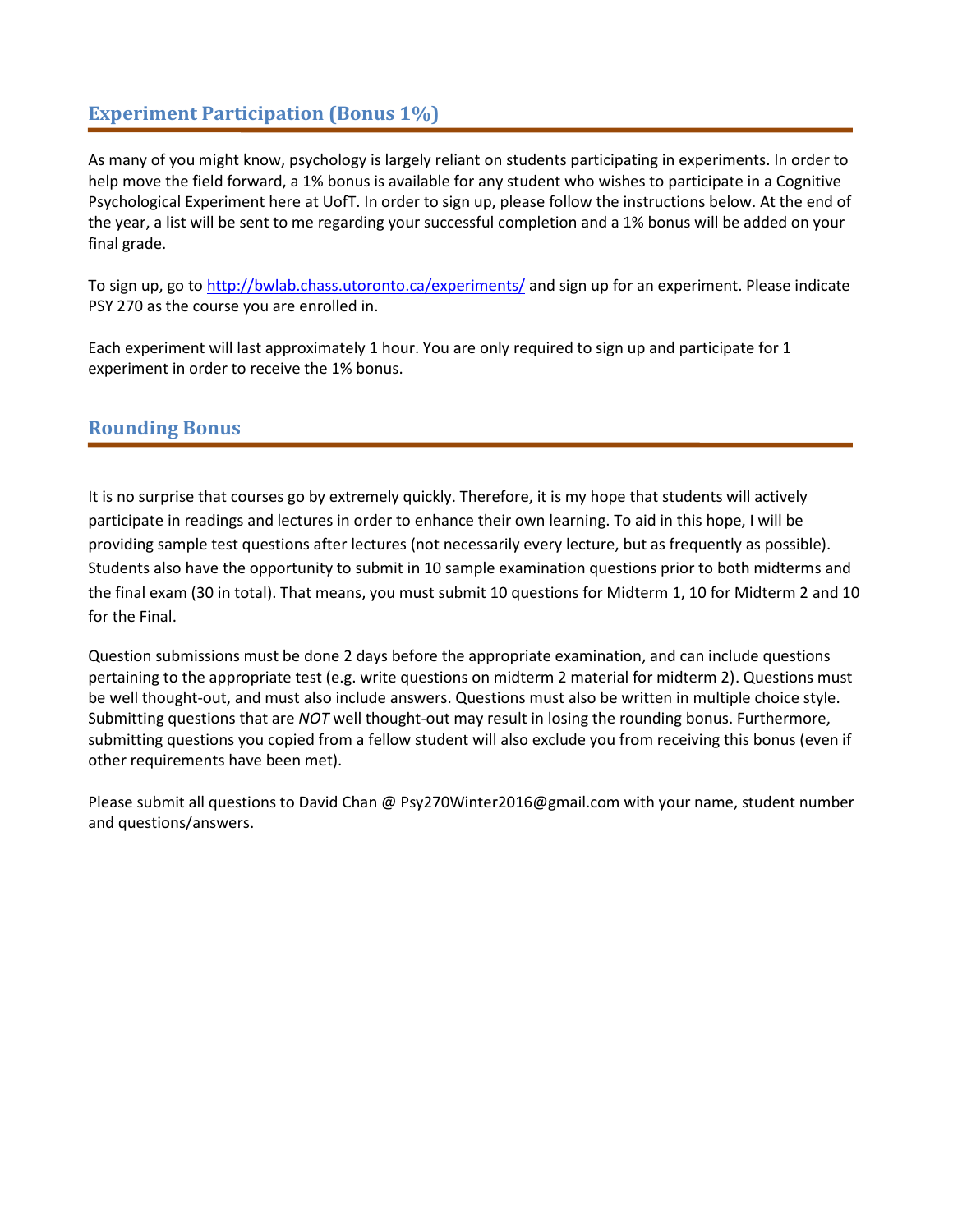## Experiment Participation (Bonus 1%)

As many of you might know, psychology is largely reliant on students participating in experiments. In order to help move the field forward, a 1% bonus is available for any student who wishes to participate in a Cognitive Psychological Experiment here at UofT. In order to sign up, please follow the instructions below. At the end of the year, a list will be sent to me regarding your successful completion and a 1% bonus will be added on your final grade.

To sign up, go to [http://bwlab.chass.utoronto.ca/experiments/](http://bwlab.chass.utoronto.ca/experiments/) and sign up for an experiment. Please indicate PSY 270 as the course you are enrolled in.

Each experiment will last approximately 1 hour. You are only required to sign up and participate for 1 experiment in order to receive the 1% bonus.

## Rounding Bonus

It is no surprise that courses go by extremely quickly. Therefore, it is my hope that students will actively participate in readings and lectures in order to enhance their own learning. To aid in this hope, I will be providing sample test questions after lectures (not necessarily every lecture, but as frequently as possible). Students also have the opportunity to submit in 10 sample examination questions prior to both midterms and the final exam (30 in total). That means, you must submit 10 questions for Midterm 1, 10 for Midterm 2 and 10 for the Final.

Question submissions must be done 2 days before the appropriate examination, and can include questions pertaining to the appropriate test (e.g. write questions on midterm 2 material for midterm 2). Questions must be well thought-out, and must also <u>include answers</u>. Questions must also be written in multiple choice style. Submitting questions that are *NOT* well thought-out may result in losing the rounding bonus. Furthermore, submitting questions you copied from a fellow student will also exclude you from receiving this bonus (even if other requirements have been met).

Please submit all questions to David Chan @ Psy270Winter2016@gmail.com with your name, student number and questions/answers.